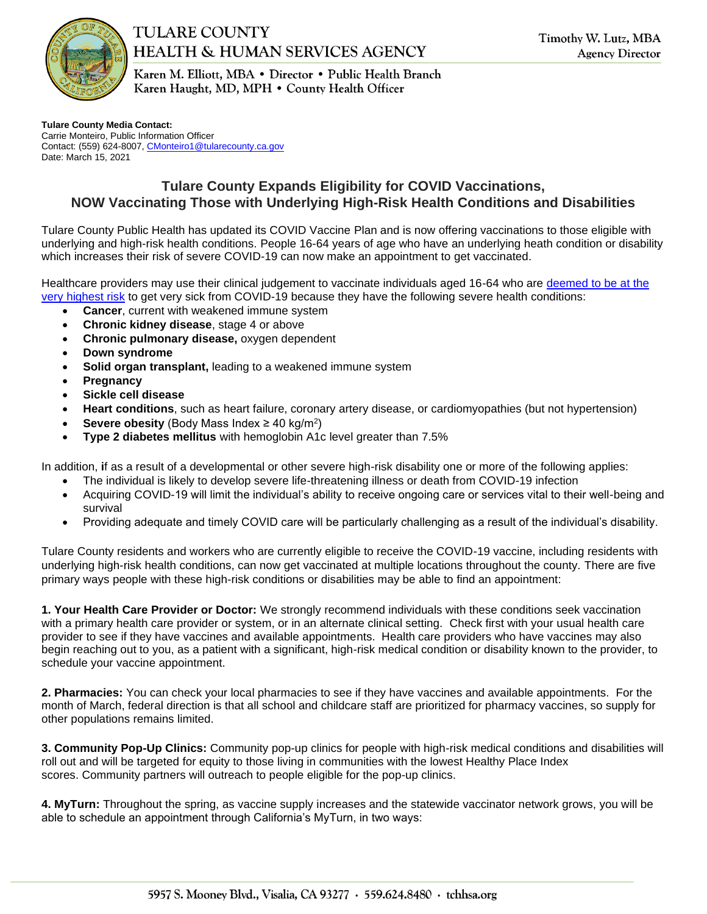# TULARE COUNTY HEALTH & HUMAN SERVICES AGENCY

Karen M. Elliott, MBA • Director • Public Health Branch
Karen Haught, MD, MPH • County Health Officer

Timothy W. Lutz, MBA
Agency Director

**Tulare County Media Contact:**
Carrie Monteiro, Public Information Officer
Contact: (559) 624-8007, CMonteiro1@tularecounty.ca.gov
Date: March 15, 2021

## Tulare County Expands Eligibility for COVID Vaccinations, NOW Vaccinating Those with Underlying High-Risk Health Conditions and Disabilities

Tulare County Public Health has updated its COVID Vaccine Plan and is now offering vaccinations to those eligible with underlying and high-risk health conditions. People 16-64 years of age who have an underlying heath condition or disability which increases their risk of severe COVID-19 can now make an appointment to get vaccinated.

Healthcare providers may use their clinical judgement to vaccinate individuals aged 16-64 who are deemed to be at the very highest risk to get very sick from COVID-19 because they have the following severe health conditions:

- **Cancer**, current with weakened immune system
- **Chronic kidney disease**, stage 4 or above
- **Chronic pulmonary disease,** oxygen dependent
- **Down syndrome**
- **Solid organ transplant,** leading to a weakened immune system
- **Pregnancy**
- **Sickle cell disease**
- **Heart conditions**, such as heart failure, coronary artery disease, or cardiomyopathies (but not hypertension)
- **Severe obesity** (Body Mass Index ≥ 40 $kg/m^2$)
- **Type 2 diabetes mellitus** with hemoglobin A1c level greater than 7.5%

In addition, **i**f as a result of a developmental or other severe high-risk disability one or more of the following applies:

- The individual is likely to develop severe life-threatening illness or death from COVID-19 infection
- Acquiring COVID-19 will limit the individual's ability to receive ongoing care or services vital to their well-being and survival
- Providing adequate and timely COVID care will be particularly challenging as a result of the individual's disability.

Tulare County residents and workers who are currently eligible to receive the COVID-19 vaccine, including residents with underlying high-risk health conditions, can now get vaccinated at multiple locations throughout the county. There are five primary ways people with these high-risk conditions or disabilities may be able to find an appointment:

**1. Your Health Care Provider or Doctor:** We strongly recommend individuals with these conditions seek vaccination with a primary health care provider or system, or in an alternate clinical setting. Check first with your usual health care provider to see if they have vaccines and available appointments. Health care providers who have vaccines may also begin reaching out to you, as a patient with a significant, high-risk medical condition or disability known to the provider, to schedule your vaccine appointment.

**2. Pharmacies:** You can check your local pharmacies to see if they have vaccines and available appointments. For the month of March, federal direction is that all school and childcare staff are prioritized for pharmacy vaccines, so supply for other populations remains limited.

**3. Community Pop-Up Clinics:** Community pop-up clinics for people with high-risk medical conditions and disabilities will roll out and will be targeted for equity to those living in communities with the lowest Healthy Place Index scores. Community partners will outreach to people eligible for the pop-up clinics.

**4. MyTurn:** Throughout the spring, as vaccine supply increases and the statewide vaccinator network grows, you will be able to schedule an appointment through California's MyTurn, in two ways: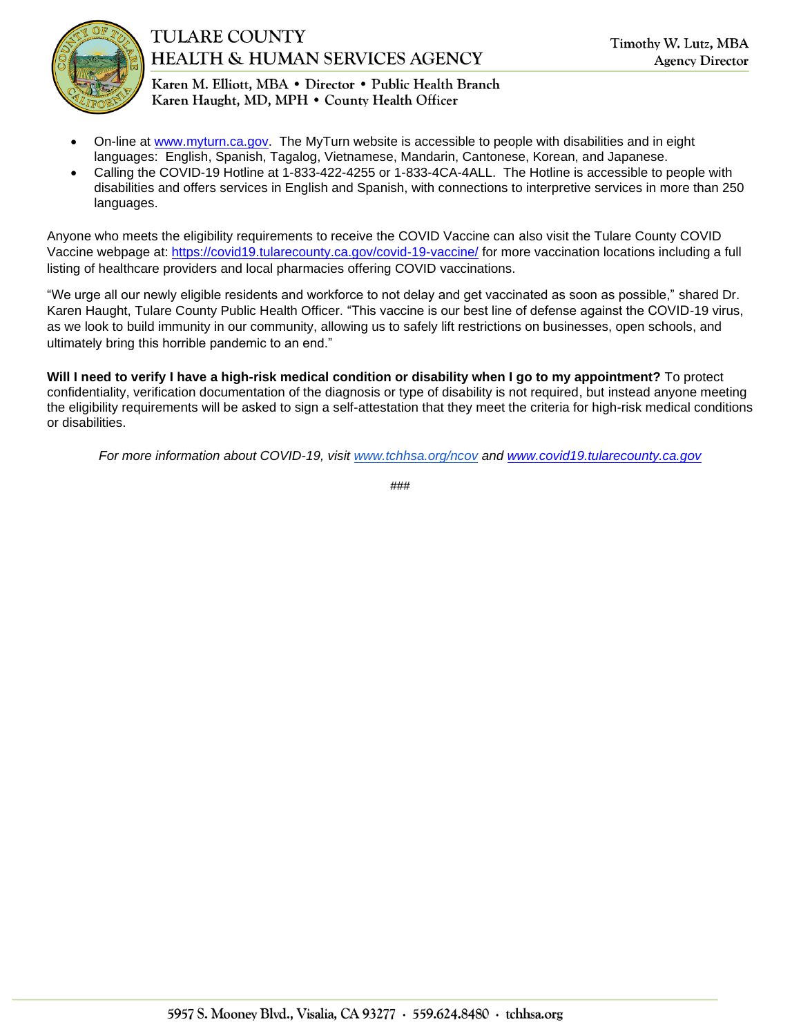- On-line at www.myturn.ca.gov. The MyTurn website is accessible to people with disabilities and in eight languages: English, Spanish, Tagalog, Vietnamese, Mandarin, Cantonese, Korean, and Japanese.
- Calling the COVID-19 Hotline at 1-833-422-4255 or 1-833-4CA-4ALL. The Hotline is accessible to people with disabilities and offers services in English and Spanish, with connections to interpretive services in more than 250 languages.

Anyone who meets the eligibility requirements to receive the COVID Vaccine can also visit the Tulare County COVID Vaccine webpage at: https://covid19.tularecounty.ca.gov/covid-19-vaccine/ for more vaccination locations including a full listing of healthcare providers and local pharmacies offering COVID vaccinations.

"We urge all our newly eligible residents and workforce to not delay and get vaccinated as soon as possible," shared Dr. Karen Haught, Tulare County Public Health Officer. "This vaccine is our best line of defense against the COVID-19 virus, as we look to build immunity in our community, allowing us to safely lift restrictions on businesses, open schools, and ultimately bring this horrible pandemic to an end."

**Will I need to verify I have a high-risk medical condition or disability when I go to my appointment?** To protect confidentiality, verification documentation of the diagnosis or type of disability is not required, but instead anyone meeting the eligibility requirements will be asked to sign a self-attestation that they meet the criteria for high-risk medical conditions or disabilities.

*For more information about COVID-19, visit www.tchhsa.org/ncov and www.covid19.tularecounty.ca.gov*

###